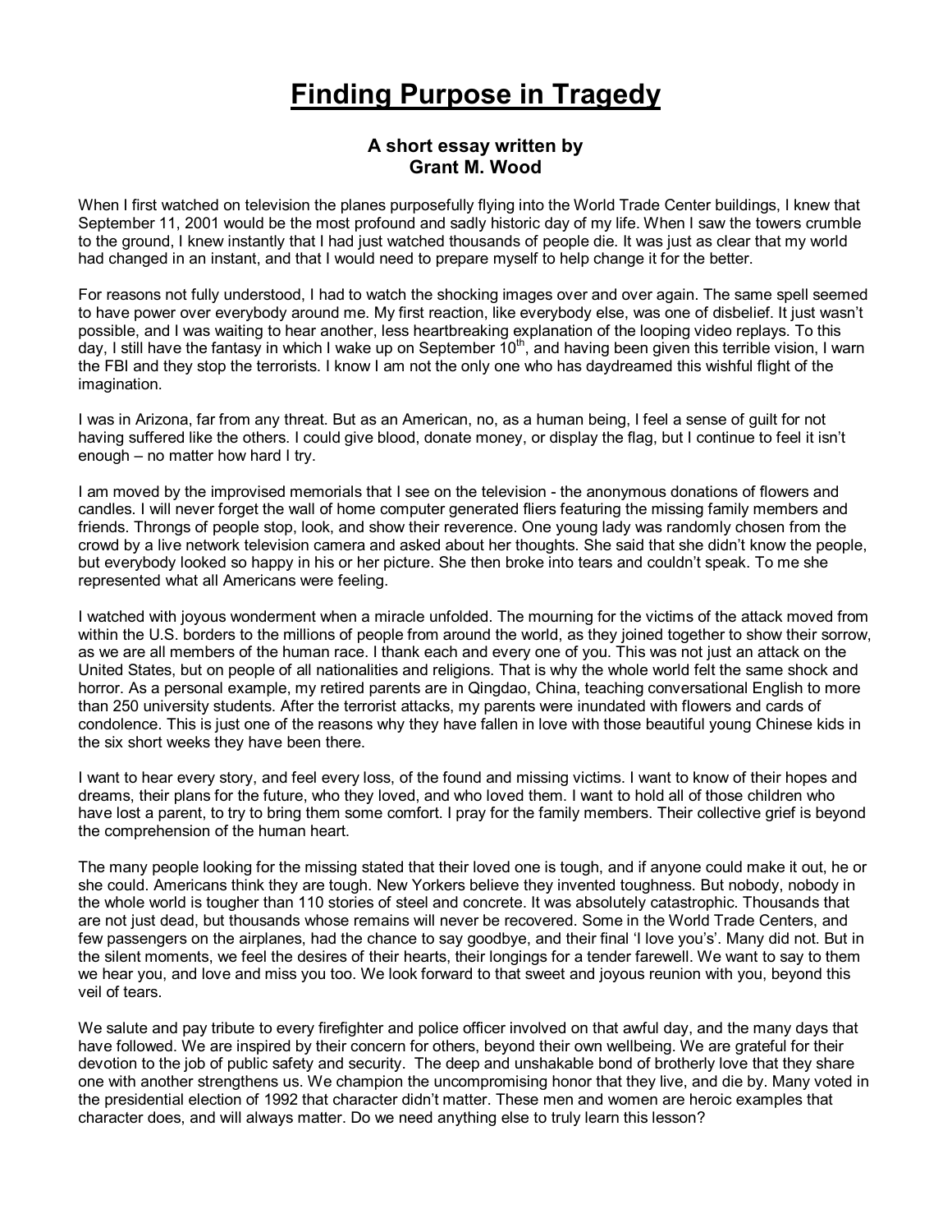# Finding Purpose in Tragedy

### A short essay written by
### Grant M. Wood

When I first watched on television the planes purposefully flying into the World Trade Center buildings, I knew that September 11, 2001 would be the most profound and sadly historic day of my life. When I saw the towers crumble to the ground, I knew instantly that I had just watched thousands of people die. It was just as clear that my world had changed in an instant, and that I would need to prepare myself to help change it for the better.

For reasons not fully understood, I had to watch the shocking images over and over again. The same spell seemed to have power over everybody around me. My first reaction, like everybody else, was one of disbelief. It just wasn't possible, and I was waiting to hear another, less heartbreaking explanation of the looping video replays. To this day, I still have the fantasy in which I wake up on September 10th, and having been given this terrible vision, I warn the FBI and they stop the terrorists. I know I am not the only one who has daydreamed this wishful flight of the imagination.

I was in Arizona, far from any threat. But as an American, no, as a human being, I feel a sense of guilt for not having suffered like the others. I could give blood, donate money, or display the flag, but I continue to feel it isn't enough – no matter how hard I try.

I am moved by the improvised memorials that I see on the television - the anonymous donations of flowers and candles. I will never forget the wall of home computer generated fliers featuring the missing family members and friends. Throngs of people stop, look, and show their reverence. One young lady was randomly chosen from the crowd by a live network television camera and asked about her thoughts. She said that she didn't know the people, but everybody looked so happy in his or her picture. She then broke into tears and couldn't speak. To me she represented what all Americans were feeling.

I watched with joyous wonderment when a miracle unfolded. The mourning for the victims of the attack moved from within the U.S. borders to the millions of people from around the world, as they joined together to show their sorrow, as we are all members of the human race. I thank each and every one of you. This was not just an attack on the United States, but on people of all nationalities and religions. That is why the whole world felt the same shock and horror. As a personal example, my retired parents are in Qingdao, China, teaching conversational English to more than 250 university students. After the terrorist attacks, my parents were inundated with flowers and cards of condolence. This is just one of the reasons why they have fallen in love with those beautiful young Chinese kids in the six short weeks they have been there.

I want to hear every story, and feel every loss, of the found and missing victims. I want to know of their hopes and dreams, their plans for the future, who they loved, and who loved them. I want to hold all of those children who have lost a parent, to try to bring them some comfort. I pray for the family members. Their collective grief is beyond the comprehension of the human heart.

The many people looking for the missing stated that their loved one is tough, and if anyone could make it out, he or she could. Americans think they are tough. New Yorkers believe they invented toughness. But nobody, nobody in the whole world is tougher than 110 stories of steel and concrete. It was absolutely catastrophic. Thousands that are not just dead, but thousands whose remains will never be recovered. Some in the World Trade Centers, and few passengers on the airplanes, had the chance to say goodbye, and their final 'I love you's'. Many did not. But in the silent moments, we feel the desires of their hearts, their longings for a tender farewell. We want to say to them we hear you, and love and miss you too. We look forward to that sweet and joyous reunion with you, beyond this veil of tears.

We salute and pay tribute to every firefighter and police officer involved on that awful day, and the many days that have followed. We are inspired by their concern for others, beyond their own wellbeing. We are grateful for their devotion to the job of public safety and security. The deep and unshakable bond of brotherly love that they share one with another strengthens us. We champion the uncompromising honor that they live, and die by. Many voted in the presidential election of 1992 that character didn't matter. These men and women are heroic examples that character does, and will always matter. Do we need anything else to truly learn this lesson?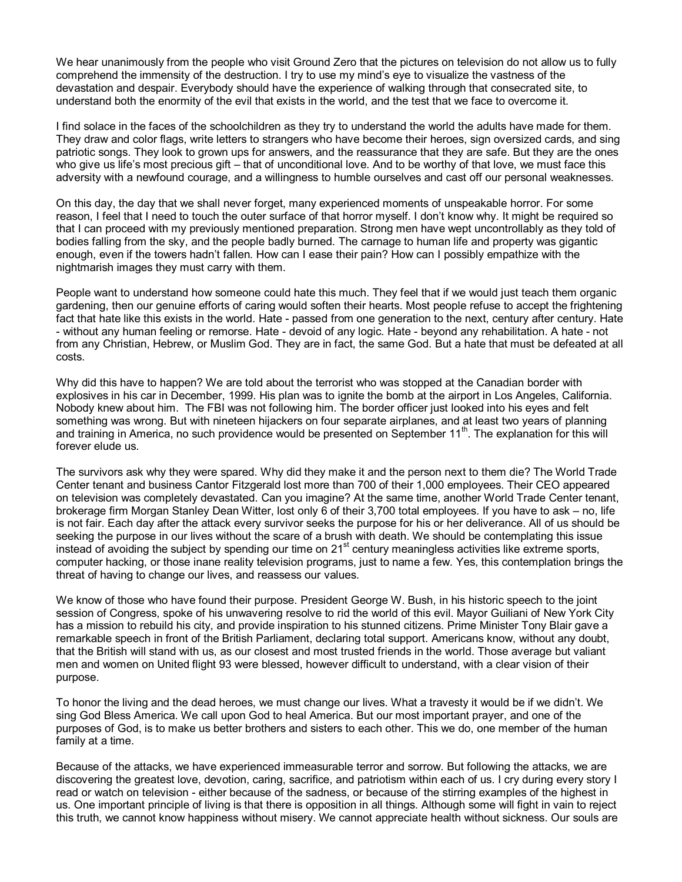We hear unanimously from the people who visit Ground Zero that the pictures on television do not allow us to fully comprehend the immensity of the destruction. I try to use my mind's eye to visualize the vastness of the devastation and despair. Everybody should have the experience of walking through that consecrated site, to understand both the enormity of the evil that exists in the world, and the test that we face to overcome it.

I find solace in the faces of the schoolchildren as they try to understand the world the adults have made for them. They draw and color flags, write letters to strangers who have become their heroes, sign oversized cards, and sing patriotic songs. They look to grown ups for answers, and the reassurance that they are safe. But they are the ones who give us life's most precious gift – that of unconditional love. And to be worthy of that love, we must face this adversity with a newfound courage, and a willingness to humble ourselves and cast off our personal weaknesses.

On this day, the day that we shall never forget, many experienced moments of unspeakable horror. For some reason, I feel that I need to touch the outer surface of that horror myself. I don't know why. It might be required so that I can proceed with my previously mentioned preparation. Strong men have wept uncontrollably as they told of bodies falling from the sky, and the people badly burned. The carnage to human life and property was gigantic enough, even if the towers hadn't fallen. How can I ease their pain? How can I possibly empathize with the nightmarish images they must carry with them.

People want to understand how someone could hate this much. They feel that if we would just teach them organic gardening, then our genuine efforts of caring would soften their hearts. Most people refuse to accept the frightening fact that hate like this exists in the world. Hate - passed from one generation to the next, century after century. Hate - without any human feeling or remorse. Hate - devoid of any logic. Hate - beyond any rehabilitation. A hate - not from any Christian, Hebrew, or Muslim God. They are in fact, the same God. But a hate that must be defeated at all costs.

Why did this have to happen? We are told about the terrorist who was stopped at the Canadian border with explosives in his car in December, 1999. His plan was to ignite the bomb at the airport in Los Angeles, California. Nobody knew about him. The FBI was not following him. The border officer just looked into his eyes and felt something was wrong. But with nineteen hijackers on four separate airplanes, and at least two years of planning and training in America, no such providence would be presented on September 11th. The explanation for this will forever elude us.

The survivors ask why they were spared. Why did they make it and the person next to them die? The World Trade Center tenant and business Cantor Fitzgerald lost more than 700 of their 1,000 employees. Their CEO appeared on television was completely devastated. Can you imagine? At the same time, another World Trade Center tenant, brokerage firm Morgan Stanley Dean Witter, lost only 6 of their 3,700 total employees. If you have to ask – no, life is not fair. Each day after the attack every survivor seeks the purpose for his or her deliverance. All of us should be seeking the purpose in our lives without the scare of a brush with death. We should be contemplating this issue instead of avoiding the subject by spending our time on 21st century meaningless activities like extreme sports, computer hacking, or those inane reality television programs, just to name a few. Yes, this contemplation brings the threat of having to change our lives, and reassess our values.

We know of those who have found their purpose. President George W. Bush, in his historic speech to the joint session of Congress, spoke of his unwavering resolve to rid the world of this evil. Mayor Guiliani of New York City has a mission to rebuild his city, and provide inspiration to his stunned citizens. Prime Minister Tony Blair gave a remarkable speech in front of the British Parliament, declaring total support. Americans know, without any doubt, that the British will stand with us, as our closest and most trusted friends in the world. Those average but valiant men and women on United flight 93 were blessed, however difficult to understand, with a clear vision of their purpose.

To honor the living and the dead heroes, we must change our lives. What a travesty it would be if we didn't. We sing God Bless America. We call upon God to heal America. But our most important prayer, and one of the purposes of God, is to make us better brothers and sisters to each other. This we do, one member of the human family at a time.

Because of the attacks, we have experienced immeasurable terror and sorrow. But following the attacks, we are discovering the greatest love, devotion, caring, sacrifice, and patriotism within each of us. I cry during every story I read or watch on television - either because of the sadness, or because of the stirring examples of the highest in us. One important principle of living is that there is opposition in all things. Although some will fight in vain to reject this truth, we cannot know happiness without misery. We cannot appreciate health without sickness. Our souls are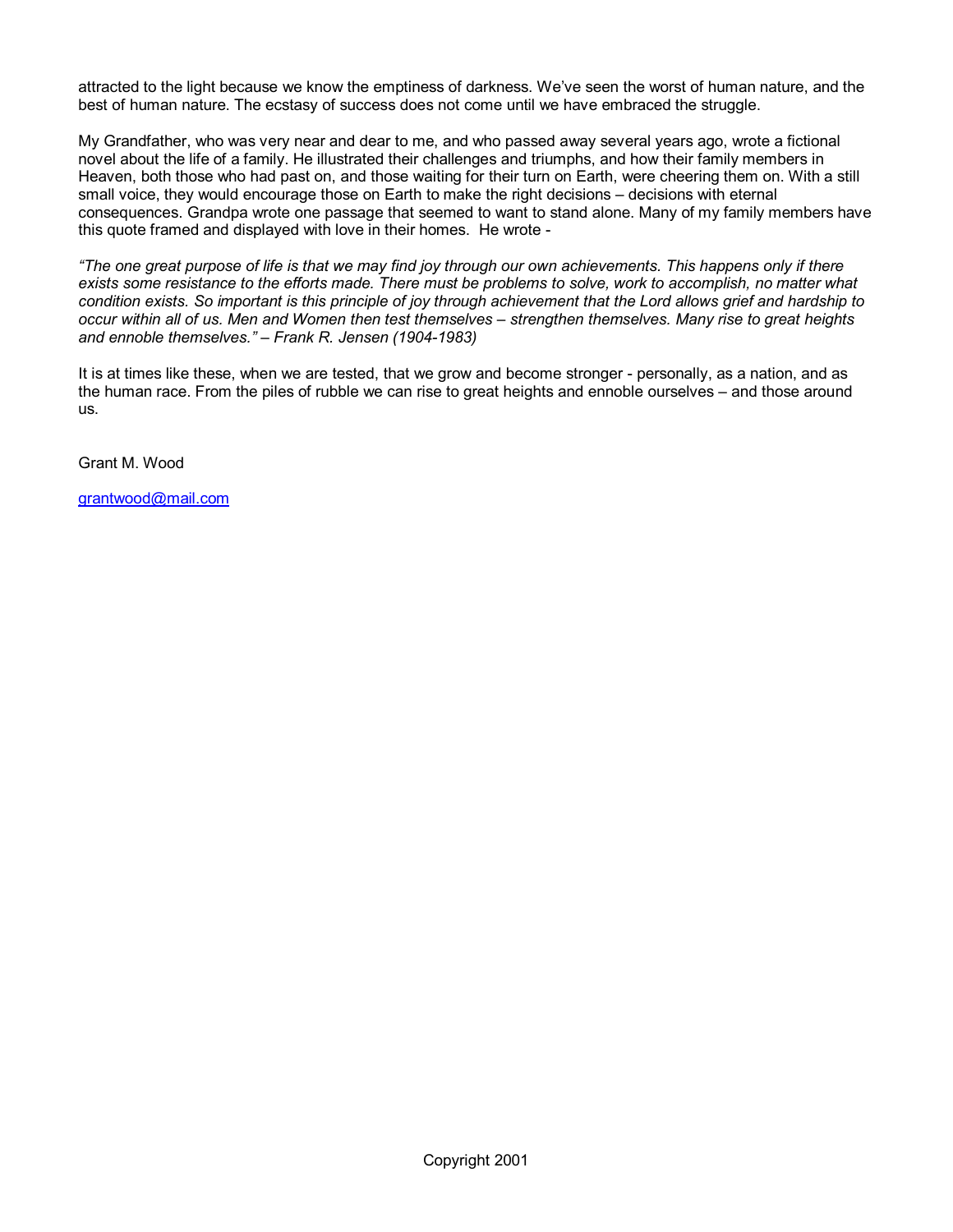attracted to the light because we know the emptiness of darkness. We've seen the worst of human nature, and the best of human nature. The ecstasy of success does not come until we have embraced the struggle.

My Grandfather, who was very near and dear to me, and who passed away several years ago, wrote a fictional novel about the life of a family. He illustrated their challenges and triumphs, and how their family members in Heaven, both those who had past on, and those waiting for their turn on Earth, were cheering them on. With a still small voice, they would encourage those on Earth to make the right decisions – decisions with eternal consequences. Grandpa wrote one passage that seemed to want to stand alone. Many of my family members have this quote framed and displayed with love in their homes. He wrote -

*"The one great purpose of life is that we may find joy through our own achievements. This happens only if there exists some resistance to the efforts made. There must be problems to solve, work to accomplish, no matter what condition exists. So important is this principle of joy through achievement that the Lord allows grief and hardship to occur within all of us. Men and Women then test themselves – strengthen themselves. Many rise to great heights and ennoble themselves." – Frank R. Jensen (1904-1983)*

It is at times like these, when we are tested, that we grow and become stronger - personally, as a nation, and as the human race. From the piles of rubble we can rise to great heights and ennoble ourselves – and those around us.

Grant M. Wood

grantwood@mail.com

Copyright 2001